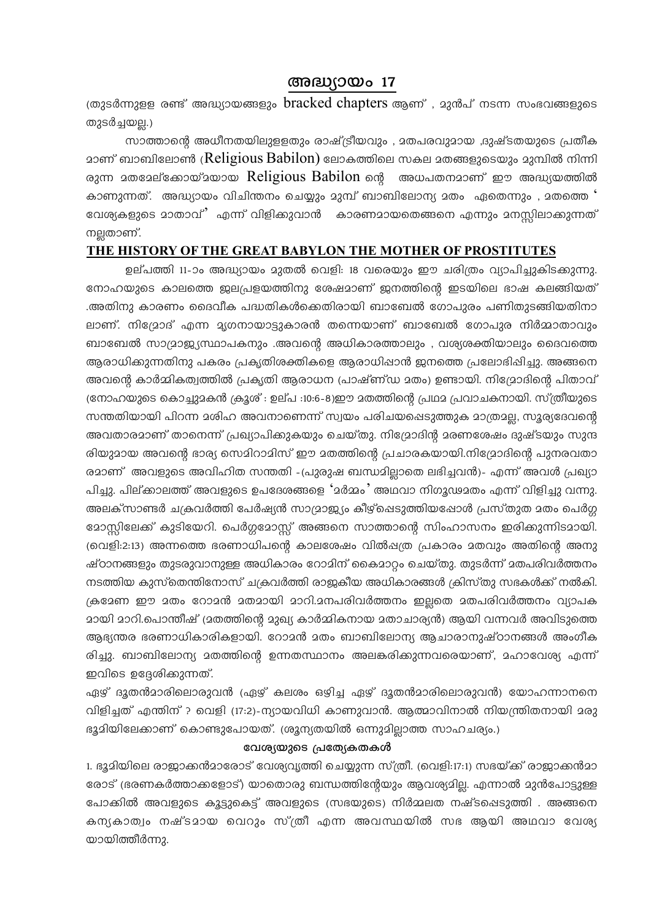## അദ്ധ്യായം 17

(തുടർന്നുളള രണ്ട് അദ്ധ്യായങ്ങളും bracked chapters ആണ് , മുൻപ് നടന്ന സംഭവങ്ങളുടെ തുടർച്ചയല്ല.)

സാത്താന്റെ അധീനതയിലുളളതും രാഷ്ട്രീയവും , മതപരവുമായ ,ദുഷ്ടതയുടെ പ്രതീകമാണ് ബാബിലോൺ (Religious Babilon) ലോകത്തിലെ സകല മതങ്ങളുടെയും മുമ്പിൽ നിന്നിരുന്ന മതമേല്ക്കോയ്മയായ Religious Babilon ന്റെ അധപതനമാണ് ഈ അദ്ധ്യയത്തിൽ കാണുന്നത്. അദ്ധ്യായം വിചിന്തനം ചെയ്യും മുമ്പ് ബാബിലോന്യ മതം ഏതെന്നും , മതത്തെ 'വേശ്യകളുടെ മാതാവ്' എന്ന് വിളിക്കുവാൻ കാരണമായതെങ്ങനെ എന്നും മനസ്സിലാക്കുന്നത് നല്ലതാണ്.

**THE HISTORY OF THE GREAT BABYLON THE MOTHER OF PROSTITUTES**

ഉല്പത്തി 11-ാം അദ്ധ്യായം മുതൽ വെളി: 18 വരെയും ഈ ചരിത്രം വ്യാപിച്ചുകിടക്കുന്നു. നോഹയുടെ കാലത്തെ ജലപ്രളയത്തിനു ശേഷമാണ് ജനത്തിന്റെ ഇടയിലെ ഭാഷ കലങ്ങിയത് .അതിനു കാരണം ദൈവീക പദ്ധതികൾക്കെതിരായി ബാബേൽ ഗോപുരം പണിതുടങ്ങിയതിനാലാണ്. നിമ്രോദ് എന്ന മൃഗനായാട്ടുകാരൻ തന്നെയാണ് ബാബേൽ ഗോപുര നിർമ്മാതാവും ബാബേൽ സാമ്രാജ്യസ്ഥാപകനും .അവന്റെ അധികാരത്താലും , വശ്യശക്തിയാലും ദൈവത്തെ ആരാധിക്കുന്നതിനു പകരം പ്രകൃതിശക്തികളെ ആരാധിപ്പാൻ ജനത്തെ പ്രലോഭിപ്പിച്ചു. അങ്ങനെ അവന്റെ കാർമ്മികത്വത്തിൽ പ്രകൃതി ആരാധന (പാഷണ്ഡ മതം) ഉണ്ടായി. നിമ്രോദിന്റെ പിതാവ് (നോഹയുടെ കൊച്ചുമകൻ ക്രൂശ് : ഉല്പ :10:6-8)ഈ മതത്തിന്റെ പ്രഥമ പ്രവാചകനായി. സ്ത്രീയുടെ സന്തതിയായി പിറന്ന മശിഹ അവനാണെന്ന് സ്വയം പരിചയപ്പെടുത്തുക മാത്രമല്ല, സൂര്യദേവന്റെ അവതാരമാണ് താനെന്ന് പ്രഖ്യാപിക്കുകയും ചെയ്തു. നിമ്രോദിന്റ മരണശേഷം ദുഷ്ടയും സുന്ദരിയുമായ അവന്റെ ഭാര്യ സെമിറാമിസ് ഈ മതത്തിന്റെ പ്രചാരകയായി.നിമ്രോദിന്റെ പുനരവതാരമാണ് അവളുടെ അവിഹിത സന്തതി -(പുരുഷ ബന്ധമില്ലാതെ ലഭിച്ചവൻ)- എന്ന് അവൾ പ്രഖ്യാപിച്ചു. പില്ക്കാലത്ത് അവളുടെ ഉപദേശങ്ങളെ 'മർമ്മം' അഥവാ നിഗൂഢമതം എന്ന് വിളിച്ചു വന്നു. അലക്സാണ്ടർ ചക്രവർത്തി പേർഷ്യൻ സാമ്രാജ്യം കീഴ്പ്പെടുത്തിയപ്പോൾ പ്രസ്തുത മതം പെർഗ്ഗമോസ്സിലേക്ക് കുടിയേറി. പെർഗ്ഗമോസ്സ് അങ്ങനെ സാത്താന്റെ സിംഹാസനം ഇരിക്കുന്നിടമായി. (വെളി:2:13) അന്നത്തെ ഭരണാധിപന്റെ കാലശേഷം വിൽപത്ര പ്രകാരം മതവും അതിന്റെ അനുഷ്ഠാനങ്ങളും തുടരുവാനുള്ള അധികാരം റോമിന് കൈമാറ്റം ചെയ്തു. തുടർന്ന് മതപരിവർത്തനം നടത്തിയ കുസ്തെന്തിനോസ് ചക്രവർത്തി രാജകീയ അധികാരങ്ങൾ ക്രിസ്തു സഭകൾക്ക് നൽകി. ക്രമേണ ഈ മതം റോമൻ മതമായി മാറി.മനപരിവർത്തനം ഇല്ലതെ മതപരിവർത്തനം വ്യാപകമായി മാറി.പൊന്തിഷ് (മതത്തിന്റെ മുഖ്യ കാർമ്മികനായ മതാചാര്യൻ) ആയി വന്നവർ അവിടുത്തെ ആഭ്യന്തര ഭരണാധികാരികളായി. റോമൻ മതം ബാബിലോന്യ ആചാരാനുഷ്ഠാനങ്ങൾ അംഗീകരിച്ചു. ബാബിലോന്യ മതത്തിന്റെ ഉന്നതസ്ഥാനം അലങ്കരിക്കുന്നവരെയാണ്, മഹാവേശ്യ എന്ന് ഇവിടെ ഉദ്ദേശിക്കുന്നത്.

ഏഴ് ദൂതൻമാരിലൊരുവൻ (ഏഴ് കലശം ഒഴിച്ച ഏഴ് ദൂതൻമാരിലൊരുവൻ) യോഹന്നാനനെ വിളിച്ചത് എന്തിന് ? വെളി (17:2)-ന്യായവിധി കാണുവാൻ. ആത്മാവിനാൽ നിയന്ത്രിതനായി മരുഭൂമിയിലേക്കാണ് കൊണ്ടുപോയത്. (ശൂന്യതയിൽ ഒന്നുമില്ലാത്ത സാഹചര്യം.)

### വേശ്യയുടെ പ്രത്യേകതകൾ

1. ഭൂമിയിലെ രാജാക്കൻമാരോട് വേശ്യവൃത്തി ചെയ്യുന്ന സ്ത്രീ. (വെളി:17:1) സഭയ്ക്ക് രാജാക്കൻമാരോട് (ഭരണകർത്താക്കളോട്) യാതൊരു ബന്ധത്തിന്റേയും ആവശ്യമില്ല. എന്നാൽ മുൻപോട്ടുള്ള പോക്കിൽ അവളുടെ കൂട്ടുകെട്ട് അവളുടെ (സഭയുടെ) നിർമ്മലത നഷ്ടപ്പെടുത്തി . അങ്ങനെ കന്യകാത്വം നഷ്ടമായ വെറും സ്ത്രീ എന്ന അവസ്ഥയിൽ സഭ ആയി അഥവാ വേശ്യയായിത്തീർന്നു.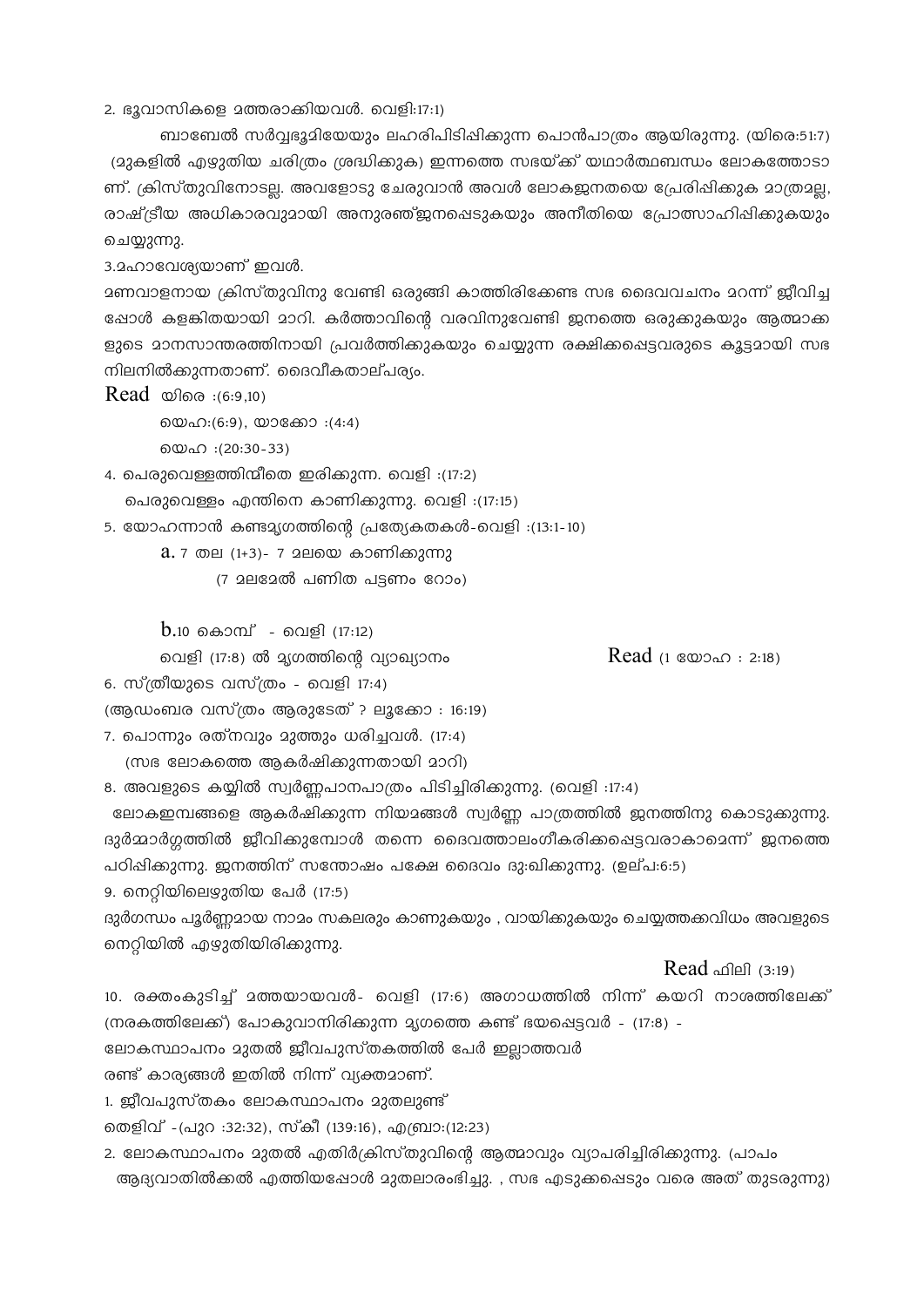2. ഭൂവാസികളെ മത്തരാക്കിയവൾ. വെളി:17:1)

ബാബേൽ സർവ്വഭൂമിയേയും ലഹരിപിടിപ്പിക്കുന്ന പൊൻപാത്രം ആയിരുന്നു. (യിരെ:51:7) (മുകളിൽ എഴുതിയ ചരിത്രം ശ്രദ്ധിക്കുക) ഇന്നത്തെ സഭയ്ക്ക് യഥാർത്ഥബന്ധം ലോകത്തോടാണ്. ക്രിസ്തുവിനോടല്ല. അവളോടു ചേരുവാൻ അവൾ ലോകജനതയെ പ്രേരിപ്പിക്കുക മാത്രമല്ല, രാഷ്ട്രീയ അധികാരവുമായി അനുരഞ്ജനപ്പെടുകയും അനീതിയെ പ്രോത്സാഹിപ്പിക്കുകയും ചെയ്യുന്നു.

3.മഹാവേശ്യയാണ് ഇവൾ.

മണവാളനായ ക്രിസ്തുവിനു വേണ്ടി ഒരുങ്ങി കാത്തിരിക്കേണ്ട സഭ ദൈവവചനം മറന്ന് ജീവിച്ചപ്പോൾ കളങ്കിതയായി മാറി. കർത്താവിന്റെ വരവിനുവേണ്ടി ജനത്തെ ഒരുക്കുകയും ആത്മാക്കളുടെ മാനസാന്തരത്തിനായി പ്രവർത്തിക്കുകയും ചെയ്യുന്ന രക്ഷിക്കപ്പെട്ടവരുടെ കൂട്ടമായി സഭ നിലനിൽക്കുന്നതാണ്. ദൈവീകതാല്പര്യം.

Read യിരെ :(6:9,10)

യെഹ:(6:9), യാക്കോ :(4:4)

യെഹ :(20:30-33)

4. പെരുവെള്ളത്തിന്മീതെ ഇരിക്കുന്ന. വെളി :(17:2)

പെരുവെള്ളം എന്തിനെ കാണിക്കുന്നു. വെളി :(17:15)

5. യോഹന്നാൻ കണ്ടമൃഗത്തിന്റെ പ്രത്യേകതകൾ-വെളി :(13:1-10)

a. 7 തല (1+3)- 7 മലയെ കാണിക്കുന്നു

(7 മലമേൽ പണിത പട്ടണം റോം)

b.10 കൊമ്പ് - വെളി (17:12)

വെളി (17:8) ൽ മൃഗത്തിന്റെ വ്യാഖ്യാനം Read (1 യോഹ : 2:18)

6. സ്ത്രീയുടെ വസ്ത്രം - വെളി 17:4)

(ആഡംബര വസ്ത്രം ആരുടേത് ? ലൂക്കോ : 16:19)

7. പൊന്നും രത്നവും മുത്തും ധരിച്ചവൾ. (17:4)

(സഭ ലോകത്തെ ആകർഷിക്കുന്നതായി മാറി)

8. അവളുടെ കയ്യിൽ സ്വർണ്ണപാനപാത്രം പിടിച്ചിരിക്കുന്നു. (വെളി :17:4)

ലോകജനങ്ങളെ ആകർഷിക്കുന്ന നിയമങ്ങൾ സ്വർണ്ണ പാത്രത്തിൽ ജനത്തിനു കൊടുക്കുന്നു. ദുർമ്മാർഗ്ഗത്തിൽ ജീവിക്കുമ്പോൾ തന്നെ ദൈവത്താലംഗീകരിക്കപ്പെട്ടവരാകാമെന്ന് ജനത്തെ പഠിപ്പിക്കുന്നു. ജനത്തിന് സന്തോഷം പക്ഷേ ദൈവം ദു:ഖിക്കുന്നു. (ഉല്പ:6:5)

9. നെറ്റിയിലെഴുതിയ പേർ (17:5)

ദുർഗന്ധം പൂർണ്ണമായ നാമം സകലരും കാണുകയും , വായിക്കുകയും ചെയ്യത്തക്കവിധം അവളുടെ നെറ്റിയിൽ എഴുതിയിരിക്കുന്നു.

Read ഫിലി (3:19)

10. രക്തംകുടിച്ച് മത്തയായവൾ- വെളി (17:6) അഗാധത്തിൽ നിന്ന് കയറി നാശത്തിലേക്ക് (നരകത്തിലേക്ക്) പോകുവാനിരിക്കുന്ന മൃഗത്തെ കണ്ട് ഭയപ്പെട്ടവർ - (17:8) -

ലോകസ്ഥാപനം മുതൽ ജീവപുസ്തകത്തിൽ പേർ ഇല്ലാത്തവർ

രണ്ട് കാര്യങ്ങൾ ഇതിൽ നിന്ന് വ്യക്തമാണ്.

1. ജീവപുസ്തകം ലോകസ്ഥാപനം മുതലുണ്ട്

തെളിവ് -(പുറ :32:32), സ്കീ (139:16), എബ്രാ:(12:23)

2. ലോകസ്ഥാപനം മുതൽ എതിർക്രിസ്തുവിന്റെ ആത്മാവും വ്യാപരിച്ചിരിക്കുന്നു. (പാപം ആദ്യവാതിൽക്കൽ എത്തിയപ്പോൾ മുതലാരംഭിച്ചു. , സഭ എടുക്കപ്പെടും വരെ അത് തുടരുന്നു)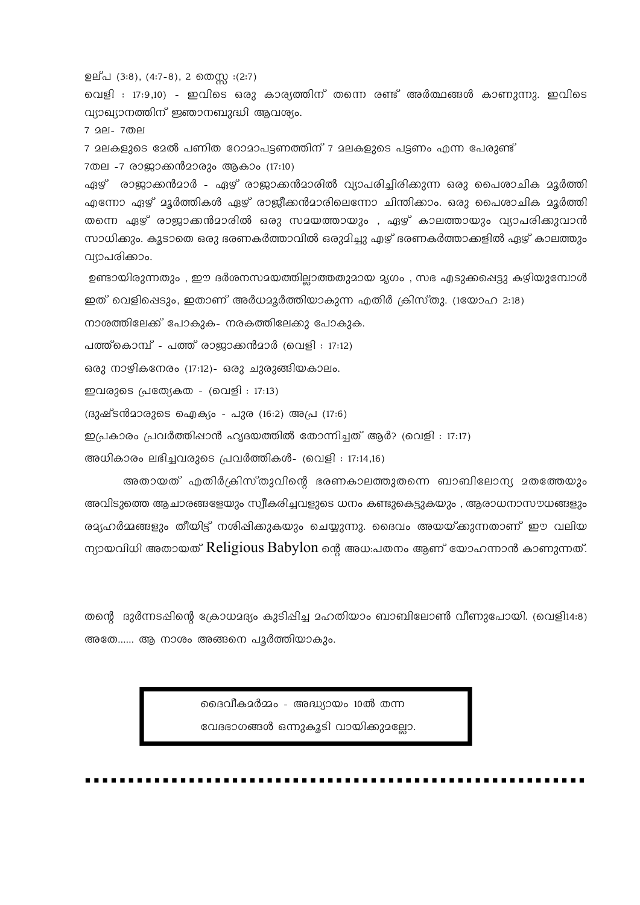ഉല്പ (3:8), (4:7-8), 2 തെസ്സ :(2:7)

വെളി : 17:9,10) - ഇവിടെ ഒരു കാര്യത്തിന് തന്നെ രണ്ട് അർത്ഥങ്ങൾ കാണുന്നു. ഇവിടെ വ്യാഖ്യാനത്തിന് ജ്ഞാനബുദ്ധി ആവശ്യം.

7 മല- 7തല

7 മലകളുടെ മേൽ പണിത റോമാപട്ടണത്തിന് 7 മലകളുടെ പട്ടണം എന്ന പേരുണ്ട്

7തല -7 രാജാക്കൻമാരും ആകാം (17:10)

ഏഴ് രാജാക്കൻമാർ - ഏഴ് രാജാക്കൻമാരിൽ വ്യാപരിച്ചിരിക്കുന്ന ഒരു പൈശാചിക മൂർത്തി എന്നോ ഏഴ് മൂർത്തികൾ ഏഴ് രാജീക്കൻമാരിലെന്നോ ചിന്തിക്കാം. ഒരു പൈശാചിക മൂർത്തി തന്നെ ഏഴ് രാജാക്കൻമാരിൽ ഒരു സമയത്തായും , ഏഴ് കാലത്തായും വ്യാപരിക്കുവാൻ സാധിക്കും. കൂടാതെ ഒരു ഭരണകർത്താവിൽ ഒരുമിച്ചു എഴ് ഭരണകർത്താക്കളിൽ ഏഴ് കാലത്തും വ്യാപരിക്കാം.

ഉണ്ടായിരുന്നതും , ഈ ദർശനസമയത്തില്ലാത്തതുമായ മൃഗം , സഭ എടുക്കപ്പെട്ടു കഴിയുമ്പോൾ ഇത് വെളിപ്പെടും, ഇതാണ് അർധമൂർത്തിയാകുന്ന എതിർ ക്രിസ്തു. (1യോഹ 2:18)

നാശത്തിലേക്ക് പോകുക- നരകത്തിലേക്കു പോകുക.

പത്ത്കൊമ്പ് - പത്ത് രാജാക്കൻമാർ (വെളി : 17:12)

ഒരു നാഴികനേരം (17:12)- ഒരു ചുരുങ്ങിയകാലം.

ഇവരുടെ പ്രത്യേകത - (വെളി : 17:13)

ദുഷ്ടൻമാരുടെ ഐക്യം - പുറ (16:2) അപ്ര (17:6)

ഇപ്രകാരം പ്രവർത്തിപ്പാൻ ഹൃദയത്തിൽ തോന്നിച്ചത് ആർ? (വെളി : 17:17)

അധികാരം ലഭിച്ചവരുടെ പ്രവർത്തികൾ- (വെളി : 17:14,16)

അതായത് എതിർക്രിസ്തുവിന്റെ ഭരണകാലത്തുതന്നെ ബാബിലോന്യ മതത്തേയും അവിടുത്തെ ആചാരങ്ങളേയും സ്വീകരിച്ചവളുടെ ധനം കണ്ടുകെട്ടുകയും , ആരാധനാസൗധങ്ങളും രമ്യഹർമ്മങ്ങളും തീയിട്ട് നശിപ്പിക്കുകയും ചെയ്യുന്നു. ദൈവം അയയ്ക്കുന്നതാണ് ഈ വലിയ ന്യായവിധി അതായത് Religious Babylon ന്റെ അധഃപതനം ആണ് യോഹന്നാൻ കാണുന്നത്.

തന്റെ ദുർന്നടപ്പിന്റെ ക്രോധമദ്യം കുടിപ്പിച്ച മഹതിയാം ബാബിലോൺ വീണുപോയി. (വെളി14:8) അതേ...... ആ നാശം അങ്ങനെ പൂർത്തിയാകും.

> ദൈവീകമർമ്മം - അദ്ധ്യായം 10ൽ തന്ന
> വേദഭാഗങ്ങൾ ഒന്നുകൂടി വായിക്കുമല്ലോ.